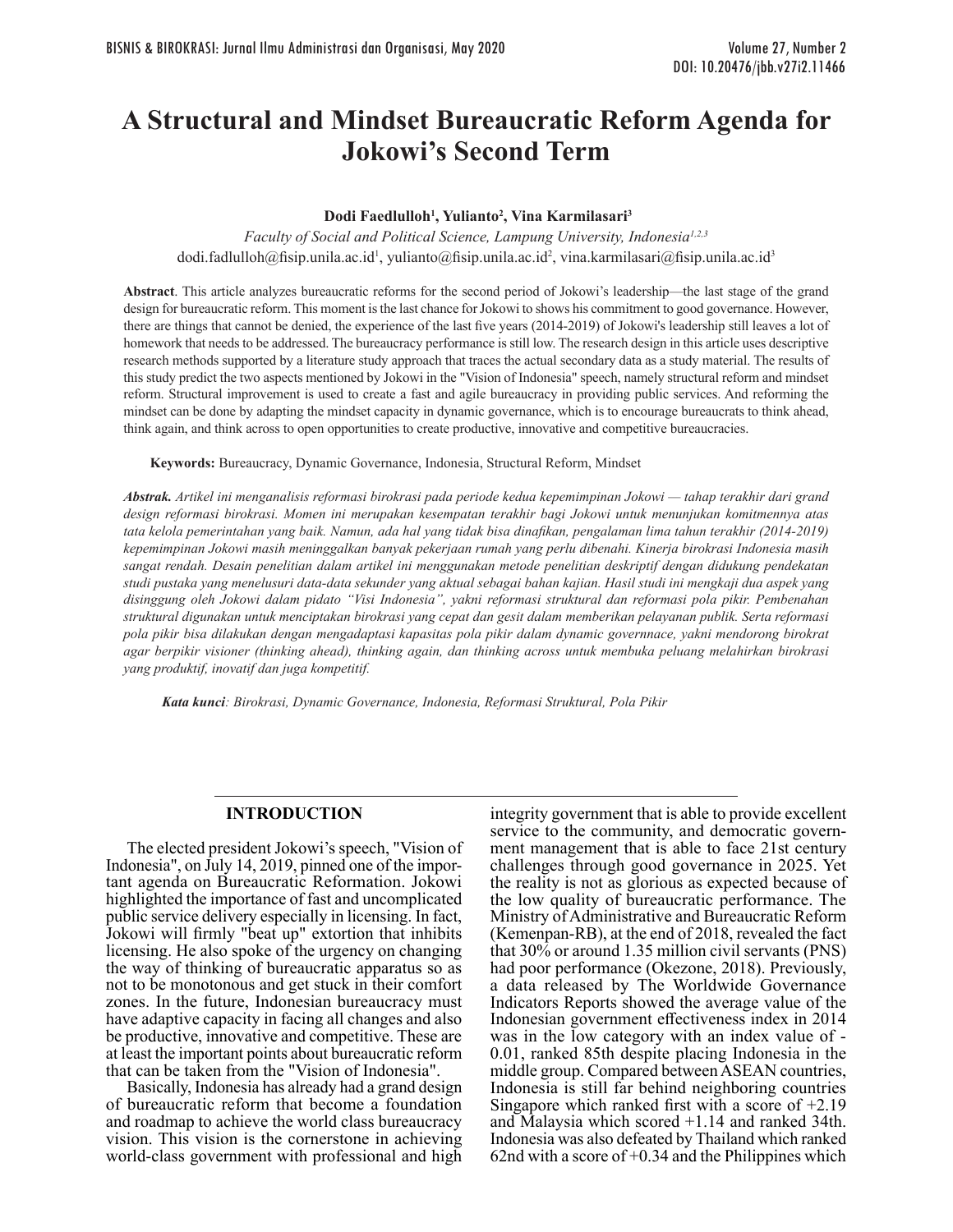# A Structural and Mindset Bureaucratic Reform Agenda for Jokowi's Second Term

**Dodi Faedlulloh[1], Yulianto[2], Vina Karmilasari[3]**

*Faculty of Social and Political Science, Lampung University, Indonesia[1,2,3]*

dodi.fadlulloh@fisip.unila.ac.id[1], yulianto@fisip.unila.ac.id[2], vina.karmilasari@fisip.unila.ac.id[3]

**Abstract**. This article analyzes bureaucratic reforms for the second period of Jokowi's leadership—the last stage of the grand design for bureaucratic reform. This moment is the last chance for Jokowi to shows his commitment to good governance. However, there are things that cannot be denied, the experience of the last five years (2014-2019) of Jokowi's leadership still leaves a lot of homework that needs to be addressed. The bureaucracy performance is still low. The research design in this article uses descriptive research methods supported by a literature study approach that traces the actual secondary data as a study material. The results of this study predict the two aspects mentioned by Jokowi in the "Vision of Indonesia" speech, namely structural reform and mindset reform. Structural improvement is used to create a fast and agile bureaucracy in providing public services. And reforming the mindset can be done by adapting the mindset capacity in dynamic governance, which is to encourage bureaucrats to think ahead, think again, and think across to open opportunities to create productive, innovative and competitive bureaucracies.

**Keywords:** Bureaucracy, Dynamic Governance, Indonesia, Structural Reform, Mindset

***Abstrak.*** *Artikel ini menganalisis reformasi birokrasi pada periode kedua kepemimpinan Jokowi — tahap terakhir dari grand design reformasi birokrasi. Momen ini merupakan kesempatan terakhir bagi Jokowi untuk menunjukan komitmennya atas tata kelola pemerintahan yang baik. Namun, ada hal yang tidak bisa dinafikan, pengalaman lima tahun terakhir (2014-2019) kepemimpinan Jokowi masih meninggalkan banyak pekerjaan rumah yang perlu dibenahi. Kinerja birokrasi Indonesia masih sangat rendah. Desain penelitian dalam artikel ini menggunakan metode penelitian deskriptif dengan didukung pendekatan studi pustaka yang menelusuri data-data sekunder yang aktual sebagai bahan kajian. Hasil studi ini mengkaji dua aspek yang disinggung oleh Jokowi dalam pidato "Visi Indonesia", yakni reformasi struktural dan reformasi pola pikir. Pembenahan struktural digunakan untuk menciptakan birokrasi yang cepat dan gesit dalam memberikan pelayanan publik. Serta reformasi pola pikir bisa dilakukan dengan mengadaptasi kapasitas pola pikir dalam dynamic governnace, yakni mendorong birokrat agar berpikir visioner (thinking ahead), thinking again, dan thinking across untuk membuka peluang melahirkan birokrasi yang produktif, inovatif dan juga kompetitif.*

***Kata kunci****: Birokrasi, Dynamic Governance, Indonesia, Reformasi Struktural, Pola Pikir*

## INTRODUCTION

The elected president Jokowi's speech, "Vision of Indonesia", on July 14, 2019, pinned one of the important agenda on Bureaucratic Reformation. Jokowi highlighted the importance of fast and uncomplicated public service delivery especially in licensing. In fact, Jokowi will firmly "beat up" extortion that inhibits licensing. He also spoke of the urgency on changing the way of thinking of bureaucratic apparatus so as not to be monotonous and get stuck in their comfort zones. In the future, Indonesian bureaucracy must have adaptive capacity in facing all changes and also be productive, innovative and competitive. These are at least the important points about bureaucratic reform that can be taken from the "Vision of Indonesia".

Basically, Indonesia has already had a grand design of bureaucratic reform that become a foundation and roadmap to achieve the world class bureaucracy vision. This vision is the cornerstone in achieving world-class government with professional and high integrity government that is able to provide excellent service to the community, and democratic government management that is able to face 21st century challenges through good governance in 2025. Yet the reality is not as glorious as expected because of the low quality of bureaucratic performance. The Ministry of Administrative and Bureaucratic Reform (Kemenpan-RB), at the end of 2018, revealed the fact that 30% or around 1.35 million civil servants (PNS) had poor performance (Okezone, 2018). Previously, a data released by The Worldwide Governance Indicators Reports showed the average value of the Indonesian government effectiveness index in 2014 was in the low category with an index value of -0.01, ranked 85th despite placing Indonesia in the middle group. Compared between ASEAN countries, Indonesia is still far behind neighboring countries Singapore which ranked first with a score of +2.19 and Malaysia which scored +1.14 and ranked 34th. Indonesia was also defeated by Thailand which ranked 62nd with a score of +0.34 and the Philippines which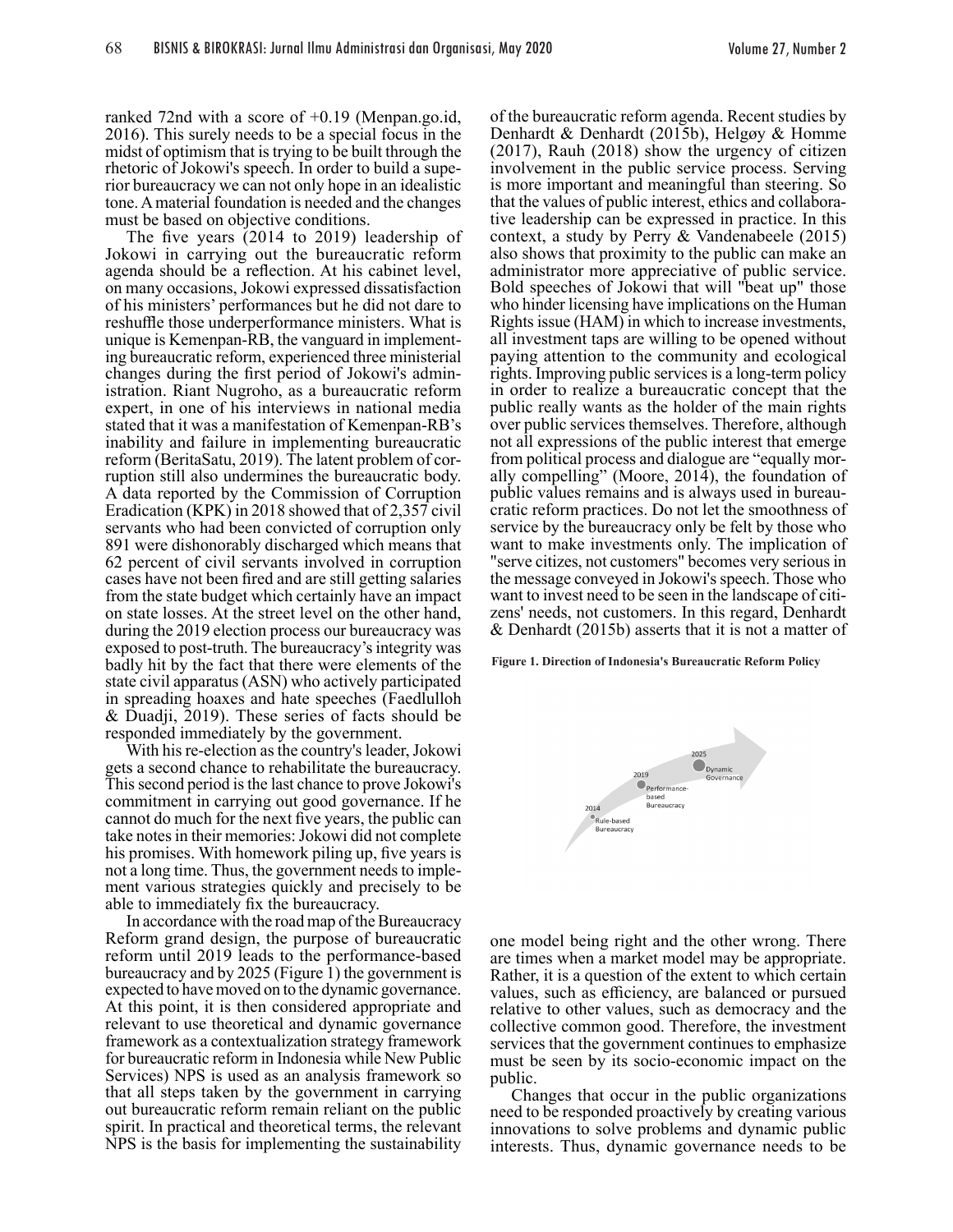ranked 72nd with a score of +0.19 (Menpan.go.id, 2016). This surely needs to be a special focus in the midst of optimism that is trying to be built through the rhetoric of Jokowi's speech. In order to build a superior bureaucracy we can not only hope in an idealistic tone. A material foundation is needed and the changes must be based on objective conditions.

The five years (2014 to 2019) leadership of Jokowi in carrying out the bureaucratic reform agenda should be a reflection. At his cabinet level, on many occasions, Jokowi expressed dissatisfaction of his ministers' performances but he did not dare to reshuffle those underperformance ministers. What is unique is Kemenpan-RB, the vanguard in implementing bureaucratic reform, experienced three ministerial changes during the first period of Jokowi's administration. Riant Nugroho, as a bureaucratic reform expert, in one of his interviews in national media stated that it was a manifestation of Kemenpan-RB's inability and failure in implementing bureaucratic reform (BeritaSatu, 2019). The latent problem of corruption still also undermines the bureaucratic body. A data reported by the Commission of Corruption Eradication (KPK) in 2018 showed that of 2,357 civil servants who had been convicted of corruption only 891 were dishonorably discharged which means that 62 percent of civil servants involved in corruption cases have not been fired and are still getting salaries from the state budget which certainly have an impact on state losses. At the street level on the other hand, during the 2019 election process our bureaucracy was exposed to post-truth. The bureaucracy's integrity was badly hit by the fact that there were elements of the state civil apparatus (ASN) who actively participated in spreading hoaxes and hate speeches (Faedlulloh & Duadji, 2019). These series of facts should be responded immediately by the government.

With his re-election as the country's leader, Jokowi gets a second chance to rehabilitate the bureaucracy. This second period is the last chance to prove Jokowi's commitment in carrying out good governance. If he cannot do much for the next five years, the public can take notes in their memories: Jokowi did not complete his promises. With homework piling up, five years is not a long time. Thus, the government needs to implement various strategies quickly and precisely to be able to immediately fix the bureaucracy.

In accordance with the road map of the Bureaucracy Reform grand design, the purpose of bureaucratic reform until 2019 leads to the performance-based bureaucracy and by 2025 (Figure 1) the government is expected to have moved on to the dynamic governance. At this point, it is then considered appropriate and relevant to use theoretical and dynamic governance framework as a contextualization strategy framework for bureaucratic reform in Indonesia while New Public Services) NPS is used as an analysis framework so that all steps taken by the government in carrying out bureaucratic reform remain reliant on the public spirit. In practical and theoretical terms, the relevant NPS is the basis for implementing the sustainability of the bureaucratic reform agenda. Recent studies by Denhardt & Denhardt (2015b), Helgøy & Homme (2017), Rauh (2018) show the urgency of citizen involvement in the public service process. Serving is more important and meaningful than steering. So that the values of public interest, ethics and collaborative leadership can be expressed in practice. In this context, a study by Perry & Vandenabeele (2015) also shows that proximity to the public can make an administrator more appreciative of public service. Bold speeches of Jokowi that will "beat up" those who hinder licensing have implications on the Human Rights issue (HAM) in which to increase investments, all investment taps are willing to be opened without paying attention to the community and ecological rights. Improving public services is a long-term policy in order to realize a bureaucratic concept that the public really wants as the holder of the main rights over public services themselves. Therefore, although not all expressions of the public interest that emerge from political process and dialogue are "equally morally compelling" (Moore, 2014), the foundation of public values remains and is always used in bureaucratic reform practices. Do not let the smoothness of service by the bureaucracy only be felt by those who want to make investments only. The implication of "serve citizes, not customers" becomes very serious in the message conveyed in Jokowi's speech. Those who want to invest need to be seen in the landscape of citizens' needs, not customers. In this regard, Denhardt & Denhardt (2015b) asserts that it is not a matter of one model being right and the other wrong. There are times when a market model may be appropriate. Rather, it is a question of the extent to which certain values, such as efficiency, are balanced or pursued relative to other values, such as democracy and the collective common good. Therefore, the investment services that the government continues to emphasize must be seen by its socio-economic impact on the public.

**Figure 1. Direction of Indonesia's Bureaucratic Reform Policy**

2014 Rule-based Bureaucracy — 2019 Performance-based Bureaucracy — 2025 Dynamic Governance

Changes that occur in the public organizations need to be responded proactively by creating various innovations to solve problems and dynamic public interests. Thus, dynamic governance needs to be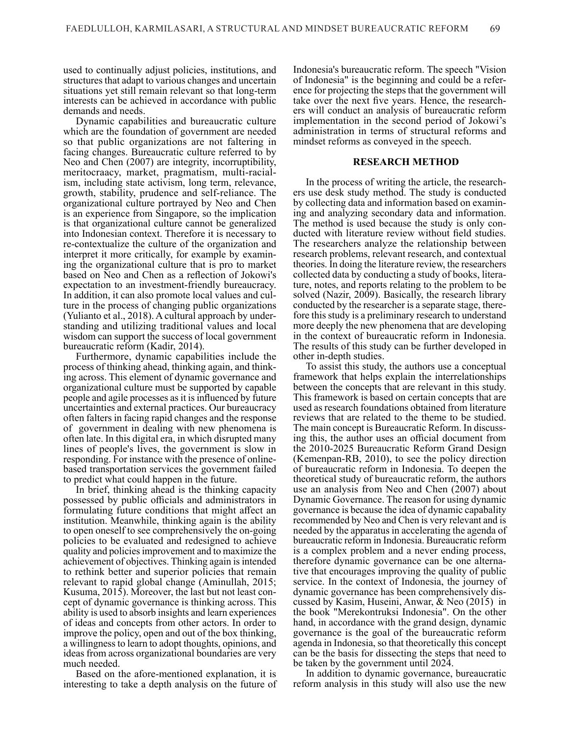used to continually adjust policies, institutions, and structures that adapt to various changes and uncertain situations yet still remain relevant so that long-term interests can be achieved in accordance with public demands and needs.

Dynamic capabilities and bureaucratic culture which are the foundation of government are needed so that public organizations are not faltering in facing changes. Bureaucratic culture referred to by Neo and Chen (2007) are integrity, incorruptibility, meritocraacy, market, pragmatism, multi-racialism, including state activism, long term, relevance, growth, stability, prudence and self-reliance. The organizational culture portrayed by Neo and Chen is an experience from Singapore, so the implication is that organizational culture cannot be generalized into Indonesian context. Therefore it is necessary to re-contextualize the culture of the organization and interpret it more critically, for example by examining the organizational culture that is pro to market based on Neo and Chen as a reflection of Jokowi's expectation to an investment-friendly bureaucracy. In addition, it can also promote local values and culture in the process of changing public organizations (Yulianto et al., 2018). A cultural approach by understanding and utilizing traditional values and local wisdom can support the success of local government bureaucratic reform (Kadir, 2014).

Furthermore, dynamic capabilities include the process of thinking ahead, thinking again, and thinking across. This element of dynamic governance and organizational culture must be supported by capable people and agile processes as it is influenced by future uncertainties and external practices. Our bureaucracy often falters in facing rapid changes and the response of government in dealing with new phenomena is often late. In this digital era, in which disrupted many lines of people's lives, the government is slow in responding. For instance with the presence of online-based transportation services the government failed to predict what could happen in the future.

In brief, thinking ahead is the thinking capacity possessed by public officials and administrators in formulating future conditions that might affect an institution. Meanwhile, thinking again is the ability to open oneself to see comprehensively the on-going policies to be evaluated and redesigned to achieve quality and policies improvement and to maximize the achievement of objectives. Thinking again is intended to rethink better and superior policies that remain relevant to rapid global change (Aminullah, 2015; Kusuma, 2015). Moreover, the last but not least concept of dynamic governance is thinking across. This ability is used to absorb insights and learn experiences of ideas and concepts from other actors. In order to improve the policy, open and out of the box thinking, a willingness to learn to adopt thoughts, opinions, and ideas from across organizational boundaries are very much needed.

Based on the afore-mentioned explanation, it is interesting to take a depth analysis on the future of Indonesia's bureaucratic reform. The speech "Vision of Indonesia" is the beginning and could be a reference for projecting the steps that the government will take over the next five years. Hence, the researchers will conduct an analysis of bureaucratic reform implementation in the second period of Jokowi's administration in terms of structural reforms and mindset reforms as conveyed in the speech.

## RESEARCH METHOD

In the process of writing the article, the researchers use desk study method. The study is conducted by collecting data and information based on examining and analyzing secondary data and information. The method is used because the study is only conducted with literature review without field studies. The researchers analyze the relationship between research problems, relevant research, and contextual theories. In doing the literature review, the researchers collected data by conducting a study of books, literature, notes, and reports relating to the problem to be solved (Nazir, 2009). Basically, the research library conducted by the researcher is a separate stage, therefore this study is a preliminary research to understand more deeply the new phenomena that are developing in the context of bureaucratic reform in Indonesia. The results of this study can be further developed in other in-depth studies.

To assist this study, the authors use a conceptual framework that helps explain the interrelationships between the concepts that are relevant in this study. This framework is based on certain concepts that are used as research foundations obtained from literature reviews that are related to the theme to be studied. The main concept is Bureaucratic Reform. In discussing this, the author uses an official document from the 2010-2025 Bureaucratic Reform Grand Design (Kemenpan-RB, 2010), to see the policy direction of bureaucratic reform in Indonesia. To deepen the theoretical study of bureaucratic reform, the authors use an analysis from Neo and Chen (2007) about Dynamic Governance. The reason for using dynamic governance is because the idea of dynamic capabality recommended by Neo and Chen is very relevant and is needed by the apparatus in accelerating the agenda of bureaucratic reform in Indonesia. Bureaucratic reform is a complex problem and a never ending process, therefore dynamic governance can be one alternative that encourages improving the quality of public service. In the context of Indonesia, the journey of dynamic governance has been comprehensively discussed by Kasim, Huseini, Anwar, & Neo (2015) in the book "Merekontruksi Indonesia". On the other hand, in accordance with the grand design, dynamic governance is the goal of the bureaucratic reform agenda in Indonesia, so that theoretically this concept can be the basis for dissecting the steps that need to be taken by the government until 2024.

In addition to dynamic governance, bureaucratic reform analysis in this study will also use the new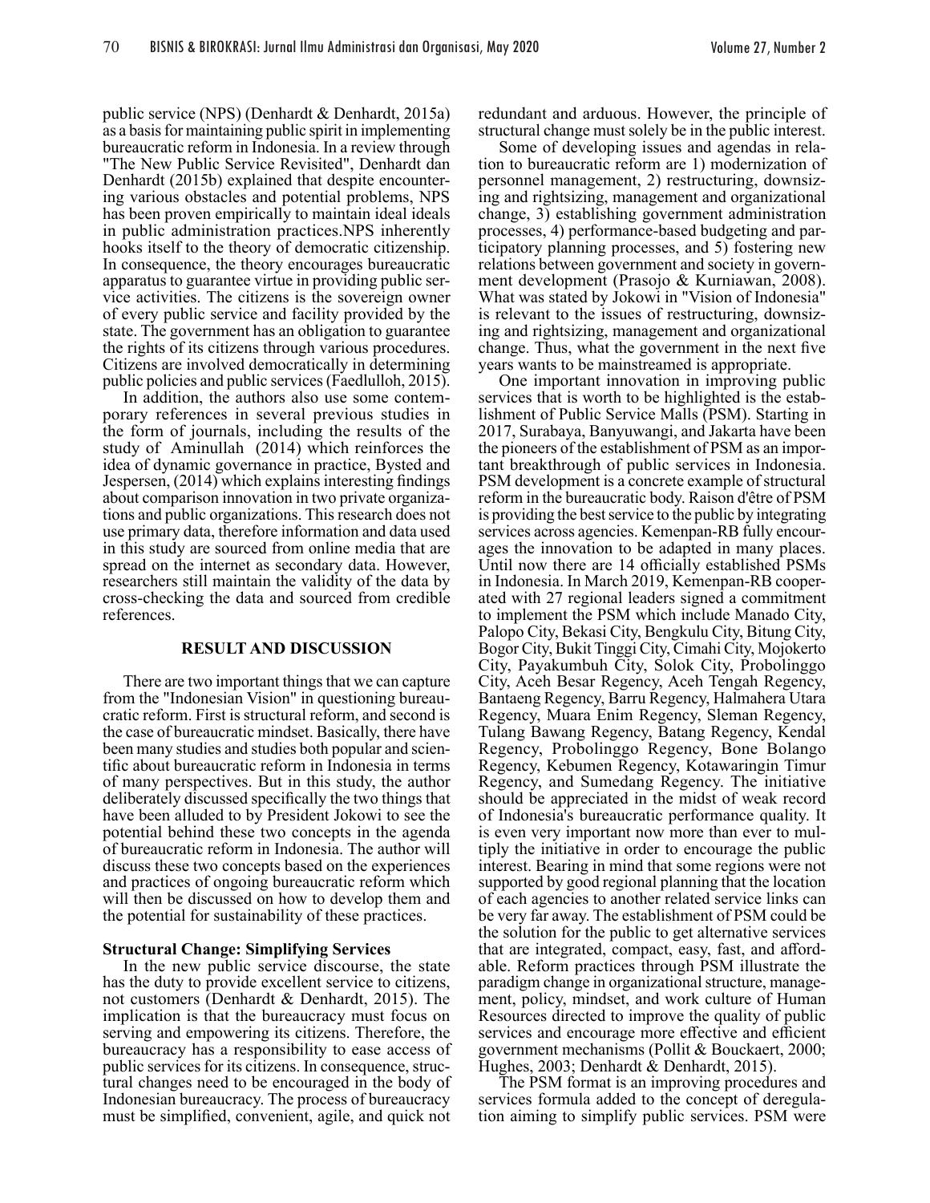public service (NPS) (Denhardt & Denhardt, 2015a) as a basis for maintaining public spirit in implementing bureaucratic reform in Indonesia. In a review through "The New Public Service Revisited", Denhardt dan Denhardt (2015b) explained that despite encountering various obstacles and potential problems, NPS has been proven empirically to maintain ideal ideals in public administration practices.NPS inherently hooks itself to the theory of democratic citizenship. In consequence, the theory encourages bureaucratic apparatus to guarantee virtue in providing public service activities. The citizens is the sovereign owner of every public service and facility provided by the state. The government has an obligation to guarantee the rights of its citizens through various procedures. Citizens are involved democratically in determining public policies and public services (Faedlulloh, 2015).

In addition, the authors also use some contemporary references in several previous studies in the form of journals, including the results of the study of Aminullah (2014) which reinforces the idea of dynamic governance in practice, Bysted and Jespersen, (2014) which explains interesting findings about comparison innovation in two private organizations and public organizations. This research does not use primary data, therefore information and data used in this study are sourced from online media that are spread on the internet as secondary data. However, researchers still maintain the validity of the data by cross-checking the data and sourced from credible references.

## RESULT AND DISCUSSION

There are two important things that we can capture from the "Indonesian Vision" in questioning bureaucratic reform. First is structural reform, and second is the case of bureaucratic mindset. Basically, there have been many studies and studies both popular and scientific about bureaucratic reform in Indonesia in terms of many perspectives. But in this study, the author deliberately discussed specifically the two things that have been alluded to by President Jokowi to see the potential behind these two concepts in the agenda of bureaucratic reform in Indonesia. The author will discuss these two concepts based on the experiences and practices of ongoing bureaucratic reform which will then be discussed on how to develop them and the potential for sustainability of these practices.

### Structural Change: Simplifying Services

In the new public service discourse, the state has the duty to provide excellent service to citizens, not customers (Denhardt & Denhardt, 2015). The implication is that the bureaucracy must focus on serving and empowering its citizens. Therefore, the bureaucracy has a responsibility to ease access of public services for its citizens. In consequence, structural changes need to be encouraged in the body of Indonesian bureaucracy. The process of bureaucracy must be simplified, convenient, agile, and quick not redundant and arduous. However, the principle of structural change must solely be in the public interest.

Some of developing issues and agendas in relation to bureaucratic reform are 1) modernization of personnel management, 2) restructuring, downsizing and rightsizing, management and organizational change, 3) establishing government administration processes, 4) performance-based budgeting and participatory planning processes, and 5) fostering new relations between government and society in government development (Prasojo & Kurniawan, 2008). What was stated by Jokowi in "Vision of Indonesia" is relevant to the issues of restructuring, downsizing and rightsizing, management and organizational change. Thus, what the government in the next five years wants to be mainstreamed is appropriate.

One important innovation in improving public services that is worth to be highlighted is the establishment of Public Service Malls (PSM). Starting in 2017, Surabaya, Banyuwangi, and Jakarta have been the pioneers of the establishment of PSM as an important breakthrough of public services in Indonesia. PSM development is a concrete example of structural reform in the bureaucratic body. Raison d'être of PSM is providing the best service to the public by integrating services across agencies. Kemenpan-RB fully encourages the innovation to be adapted in many places. Until now there are 14 officially established PSMs in Indonesia. In March 2019, Kemenpan-RB cooperated with 27 regional leaders signed a commitment to implement the PSM which include Manado City, Palopo City, Bekasi City, Bengkulu City, Bitung City, Bogor City, Bukit Tinggi City, Cimahi City, Mojokerto City, Payakumbuh City, Solok City, Probolinggo City, Aceh Besar Regency, Aceh Tengah Regency, Bantaeng Regency, Barru Regency, Halmahera Utara Regency, Muara Enim Regency, Sleman Regency, Tulang Bawang Regency, Batang Regency, Kendal Regency, Probolinggo Regency, Bone Bolango Regency, Kebumen Regency, Kotawaringin Timur Regency, and Sumedang Regency. The initiative should be appreciated in the midst of weak record of Indonesia's bureaucratic performance quality. It is even very important now more than ever to multiply the initiative in order to encourage the public interest. Bearing in mind that some regions were not supported by good regional planning that the location of each agencies to another related service links can be very far away. The establishment of PSM could be the solution for the public to get alternative services that are integrated, compact, easy, fast, and affordable. Reform practices through PSM illustrate the paradigm change in organizational structure, management, policy, mindset, and work culture of Human Resources directed to improve the quality of public services and encourage more effective and efficient government mechanisms (Pollit & Bouckaert, 2000; Hughes, 2003; Denhardt & Denhardt, 2015).

The PSM format is an improving procedures and services formula added to the concept of deregulation aiming to simplify public services. PSM were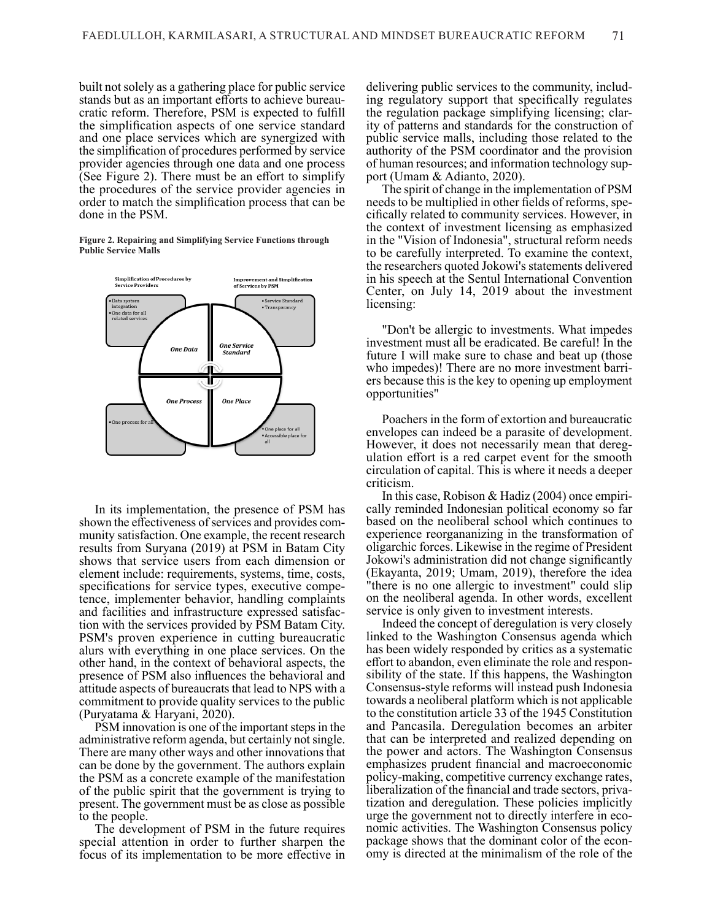built not solely as a gathering place for public service stands but as an important efforts to achieve bureaucratic reform. Therefore, PSM is expected to fulfill the simplification aspects of one service standard and one place services which are synergized with the simplification of procedures performed by service provider agencies through one data and one process (See Figure 2). There must be an effort to simplify the procedures of the service provider agencies in order to match the simplification process that can be done in the PSM.

**Figure 2. Repairing and Simplifying Service Functions through Public Service Malls**

**Simplification of Procedures by Service Providers** | **Improvement and Simplification of Services by PSM**

- *One Data*: Data system integration; One data for all related services
- *One Service Standard*: Service Standard; Transparancy
- *One Process*: One process for all
- *One Place*: One place for all; Accessible place for all

In its implementation, the presence of PSM has shown the effectiveness of services and provides community satisfaction. One example, the recent research results from Suryana (2019) at PSM in Batam City shows that service users from each dimension or element include: requirements, systems, time, costs, specifications for service types, executive competence, implementer behavior, handling complaints and facilities and infrastructure expressed satisfaction with the services provided by PSM Batam City. PSM's proven experience in cutting bureaucratic alurs with everything in one place services. On the other hand, in the context of behavioral aspects, the presence of PSM also influences the behavioral and attitude aspects of bureaucrats that lead to NPS with a commitment to provide quality services to the public (Puryatama & Haryani, 2020).

PSM innovation is one of the important steps in the administrative reform agenda, but certainly not single. There are many other ways and other innovations that can be done by the government. The authors explain the PSM as a concrete example of the manifestation of the public spirit that the government is trying to present. The government must be as close as possible to the people.

The development of PSM in the future requires special attention in order to further sharpen the focus of its implementation to be more effective in delivering public services to the community, including regulatory support that specifically regulates the regulation package simplifying licensing; clarity of patterns and standards for the construction of public service malls, including those related to the authority of the PSM coordinator and the provision of human resources; and information technology support (Umam & Adianto, 2020).

The spirit of change in the implementation of PSM needs to be multiplied in other fields of reforms, specifically related to community services. However, in the context of investment licensing as emphasized in the "Vision of Indonesia", structural reform needs to be carefully interpreted. To examine the context, the researchers quoted Jokowi's statements delivered in his speech at the Sentul International Convention Center, on July 14, 2019 about the investment licensing:

> "Don't be allergic to investments. What impedes investment must all be eradicated. Be careful! In the future I will make sure to chase and beat up (those who impedes)! There are no more investment barriers because this is the key to opening up employment opportunities"

Poachers in the form of extortion and bureaucratic envelopes can indeed be a parasite of development. However, it does not necessarily mean that deregulation effort is a red carpet event for the smooth circulation of capital. This is where it needs a deeper criticism.

In this case, Robison & Hadiz (2004) once empirically reminded Indonesian political economy so far based on the neoliberal school which continues to experience reorgananizing in the transformation of oligarchic forces. Likewise in the regime of President Jokowi's administration did not change significantly (Ekayanta, 2019; Umam, 2019), therefore the idea "there is no one allergic to investment" could slip on the neoliberal agenda. In other words, excellent service is only given to investment interests.

Indeed the concept of deregulation is very closely linked to the Washington Consensus agenda which has been widely responded by critics as a systematic effort to abandon, even eliminate the role and responsibility of the state. If this happens, the Washington Consensus-style reforms will instead push Indonesia towards a neoliberal platform which is not applicable to the constitution article 33 of the 1945 Constitution and Pancasila. Deregulation becomes an arbiter that can be interpreted and realized depending on the power and actors. The Washington Consensus emphasizes prudent financial and macroeconomic policy-making, competitive currency exchange rates, liberalization of the financial and trade sectors, privatization and deregulation. These policies implicitly urge the government not to directly interfere in economic activities. The Washington Consensus policy package shows that the dominant color of the economy is directed at the minimalism of the role of the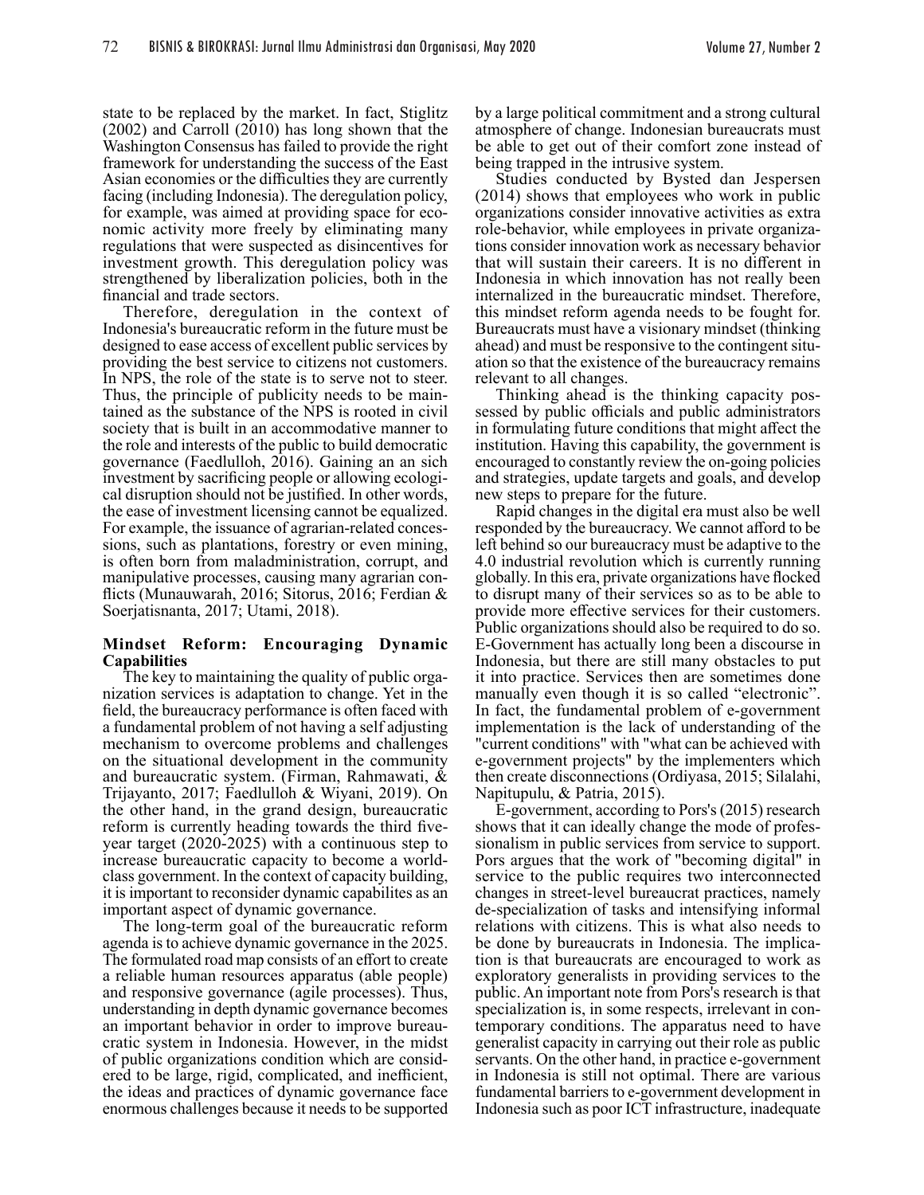state to be replaced by the market. In fact, Stiglitz (2002) and Carroll (2010) has long shown that the Washington Consensus has failed to provide the right framework for understanding the success of the East Asian economies or the difficulties they are currently facing (including Indonesia). The deregulation policy, for example, was aimed at providing space for economic activity more freely by eliminating many regulations that were suspected as disincentives for investment growth. This deregulation policy was strengthened by liberalization policies, both in the financial and trade sectors.

Therefore, deregulation in the context of Indonesia's bureaucratic reform in the future must be designed to ease access of excellent public services by providing the best service to citizens not customers. In NPS, the role of the state is to serve not to steer. Thus, the principle of publicity needs to be maintained as the substance of the NPS is rooted in civil society that is built in an accommodative manner to the role and interests of the public to build democratic governance (Faedlulloh, 2016). Gaining an an sich investment by sacrificing people or allowing ecological disruption should not be justified. In other words, the ease of investment licensing cannot be equalized. For example, the issuance of agrarian-related concessions, such as plantations, forestry or even mining, is often born from maladministration, corrupt, and manipulative processes, causing many agrarian conflicts (Munauwarah, 2016; Sitorus, 2016; Ferdian & Soerjatisnanta, 2017; Utami, 2018).

## Mindset Reform: Encouraging Dynamic Capabilities

The key to maintaining the quality of public organization services is adaptation to change. Yet in the field, the bureaucracy performance is often faced with a fundamental problem of not having a self adjusting mechanism to overcome problems and challenges on the situational development in the community and bureaucratic system. (Firman, Rahmawati, & Trijayanto, 2017; Faedlulloh & Wiyani, 2019). On the other hand, in the grand design, bureaucratic reform is currently heading towards the third five-year target (2020-2025) with a continuous step to increase bureaucratic capacity to become a world-class government. In the context of capacity building, it is important to reconsider dynamic capabilites as an important aspect of dynamic governance.

The long-term goal of the bureaucratic reform agenda is to achieve dynamic governance in the 2025. The formulated road map consists of an effort to create a reliable human resources apparatus (able people) and responsive governance (agile processes). Thus, understanding in depth dynamic governance becomes an important behavior in order to improve bureaucratic system in Indonesia. However, in the midst of public organizations condition which are considered to be large, rigid, complicated, and inefficient, the ideas and practices of dynamic governance face enormous challenges because it needs to be supported by a large political commitment and a strong cultural atmosphere of change. Indonesian bureaucrats must be able to get out of their comfort zone instead of being trapped in the intrusive system.

Studies conducted by Bysted dan Jespersen (2014) shows that employees who work in public organizations consider innovative activities as extra role-behavior, while employees in private organizations consider innovation work as necessary behavior that will sustain their careers. It is no different in Indonesia in which innovation has not really been internalized in the bureaucratic mindset. Therefore, this mindset reform agenda needs to be fought for. Bureaucrats must have a visionary mindset (thinking ahead) and must be responsive to the contingent situation so that the existence of the bureaucracy remains relevant to all changes.

Thinking ahead is the thinking capacity possessed by public officials and public administrators in formulating future conditions that might affect the institution. Having this capability, the government is encouraged to constantly review the on-going policies and strategies, update targets and goals, and develop new steps to prepare for the future.

Rapid changes in the digital era must also be well responded by the bureaucracy. We cannot afford to be left behind so our bureaucracy must be adaptive to the 4.0 industrial revolution which is currently running globally. In this era, private organizations have flocked to disrupt many of their services so as to be able to provide more effective services for their customers. Public organizations should also be required to do so. E-Government has actually long been a discourse in Indonesia, but there are still many obstacles to put it into practice. Services then are sometimes done manually even though it is so called "electronic". In fact, the fundamental problem of e-government implementation is the lack of understanding of the "current conditions" with "what can be achieved with e-government projects" by the implementers which then create disconnections (Ordiyasa, 2015; Silalahi, Napitupulu, & Patria, 2015).

E-government, according to Pors's (2015) research shows that it can ideally change the mode of professionalism in public services from service to support. Pors argues that the work of "becoming digital" in service to the public requires two interconnected changes in street-level bureaucrat practices, namely de-specialization of tasks and intensifying informal relations with citizens. This is what also needs to be done by bureaucrats in Indonesia. The implication is that bureaucrats are encouraged to work as exploratory generalists in providing services to the public. An important note from Pors's research is that specialization is, in some respects, irrelevant in contemporary conditions. The apparatus need to have generalist capacity in carrying out their role as public servants. On the other hand, in practice e-government in Indonesia is still not optimal. There are various fundamental barriers to e-government development in Indonesia such as poor ICT infrastructure, inadequate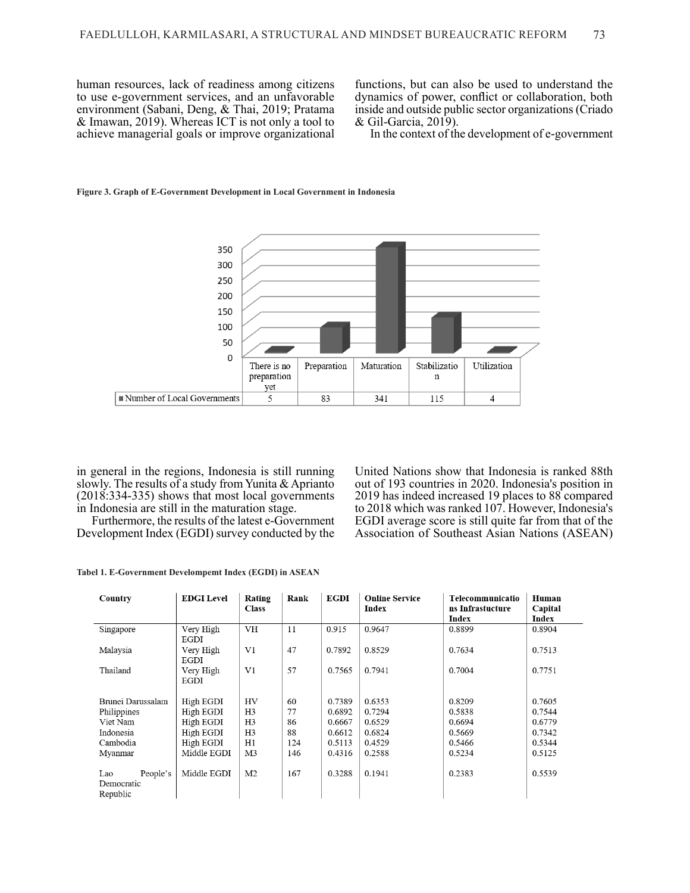human resources, lack of readiness among citizens to use e-government services, and an unfavorable environment (Sabani, Deng, & Thai, 2019; Pratama & Imawan, 2019). Whereas ICT is not only a tool to achieve managerial goals or improve organizational functions, but can also be used to understand the dynamics of power, conflict or collaboration, both inside and outside public sector organizations (Criado & Gil-Garcia, 2019).

In the context of the development of e-government

**Figure 3. Graph of E-Government Development in Local Government in Indonesia**

| | There is no preparation yet | Preparation | Maturation | Stabilization | Utilization |
|---|---|---|---|---|---|
| Number of Local Governments | 5 | 83 | 341 | 115 | 4 |

in general in the regions, Indonesia is still running slowly. The results of a study from Yunita & Aprianto (2018:334-335) shows that most local governments in Indonesia are still in the maturation stage.

Furthermore, the results of the latest e-Government Development Index (EGDI) survey conducted by the United Nations show that Indonesia is ranked 88th out of 193 countries in 2020. Indonesia's position in 2019 has indeed increased 19 places to 88 compared to 2018 which was ranked 107. However, Indonesia's EGDI average score is still quite far from that of the Association of Southeast Asian Nations (ASEAN)

**Tabel 1. E-Government Develompemt Index (EGDI) in ASEAN**

| Country | EDGI Level | Rating Class | Rank | EGDI | Online Service Index | Telecommunications Infrastucture Index | Human Capital Index |
|---|---|---|---|---|---|---|---|
| Singapore | Very High EGDI | VH | 11 | 0.915 | 0.9647 | 0.8899 | 0.8904 |
| Malaysia | Very High EGDI | V1 | 47 | 0.7892 | 0.8529 | 0.7634 | 0.7513 |
| Thailand | Very High EGDI | V1 | 57 | 0.7565 | 0.7941 | 0.7004 | 0.7751 |
| Brunei Darussalam | High EGDI | HV | 60 | 0.7389 | 0.6353 | 0.8209 | 0.7605 |
| Philippines | High EGDI | H3 | 77 | 0.6892 | 0.7294 | 0.5838 | 0.7544 |
| Viet Nam | High EGDI | H3 | 86 | 0.6667 | 0.6529 | 0.6694 | 0.6779 |
| Indonesia | High EGDI | H3 | 88 | 0.6612 | 0.6824 | 0.5669 | 0.7342 |
| Cambodia | High EGDI | H1 | 124 | 0.5113 | 0.4529 | 0.5466 | 0.5344 |
| Myanmar | Middle EGDI | M3 | 146 | 0.4316 | 0.2588 | 0.5234 | 0.5125 |
| Lao People's Democratic Republic | Middle EGDI | M2 | 167 | 0.3288 | 0.1941 | 0.2383 | 0.5539 |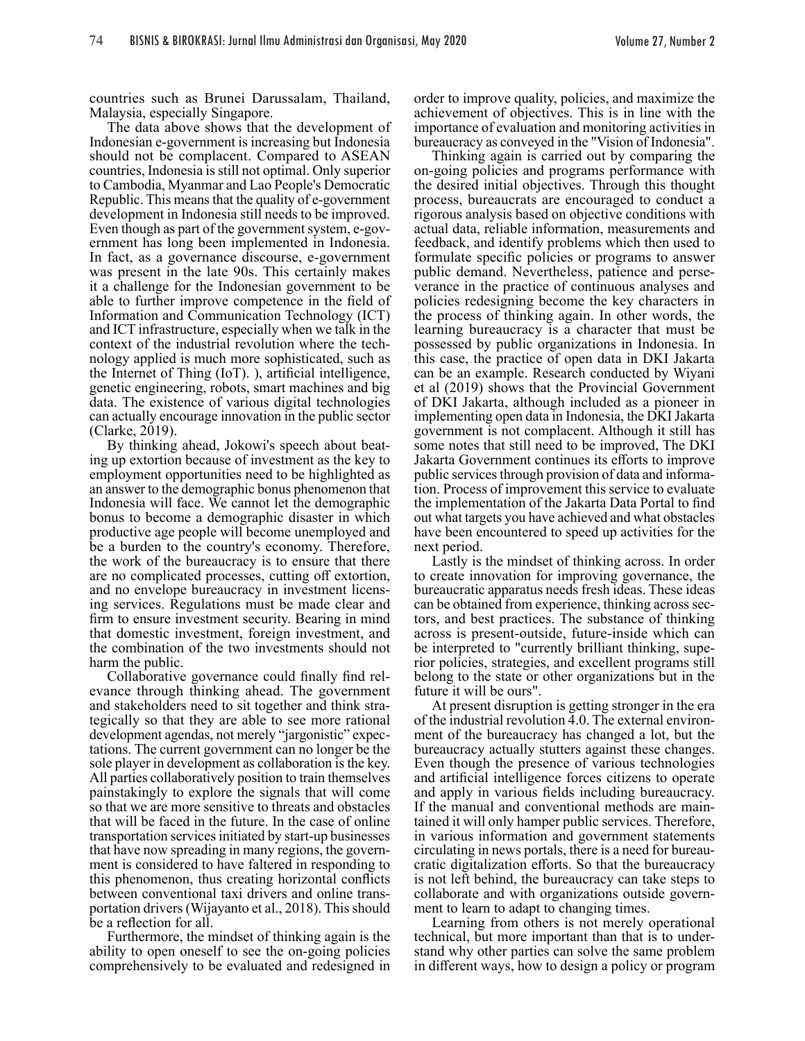countries such as Brunei Darussalam, Thailand, Malaysia, especially Singapore.

The data above shows that the development of Indonesian e-government is increasing but Indonesia should not be complacent. Compared to ASEAN countries, Indonesia is still not optimal. Only superior to Cambodia, Myanmar and Lao People's Democratic Republic. This means that the quality of e-government development in Indonesia still needs to be improved. Even though as part of the government system, e-government has long been implemented in Indonesia. In fact, as a governance discourse, e-government was present in the late 90s. This certainly makes it a challenge for the Indonesian government to be able to further improve competence in the field of Information and Communication Technology (ICT) and ICT infrastructure, especially when we talk in the context of the industrial revolution where the technology applied is much more sophisticated, such as the Internet of Thing (IoT). ), artificial intelligence, genetic engineering, robots, smart machines and big data. The existence of various digital technologies can actually encourage innovation in the public sector (Clarke, 2019).

By thinking ahead, Jokowi's speech about beating up extortion because of investment as the key to employment opportunities need to be highlighted as an answer to the demographic bonus phenomenon that Indonesia will face. We cannot let the demographic bonus to become a demographic disaster in which productive age people will become unemployed and be a burden to the country's economy. Therefore, the work of the bureaucracy is to ensure that there are no complicated processes, cutting off extortion, and no envelope bureaucracy in investment licensing services. Regulations must be made clear and firm to ensure investment security. Bearing in mind that domestic investment, foreign investment, and the combination of the two investments should not harm the public.

Collaborative governance could finally find relevance through thinking ahead. The government and stakeholders need to sit together and think strategically so that they are able to see more rational development agendas, not merely "jargonistic" expectations. The current government can no longer be the sole player in development as collaboration is the key. All parties collaboratively position to train themselves painstakingly to explore the signals that will come so that we are more sensitive to threats and obstacles that will be faced in the future. In the case of online transportation services initiated by start-up businesses that have now spreading in many regions, the government is considered to have faltered in responding to this phenomenon, thus creating horizontal conflicts between conventional taxi drivers and online transportation drivers (Wijayanto et al., 2018). This should be a reflection for all.

Furthermore, the mindset of thinking again is the ability to open oneself to see the on-going policies comprehensively to be evaluated and redesigned in order to improve quality, policies, and maximize the achievement of objectives. This is in line with the importance of evaluation and monitoring activities in bureaucracy as conveyed in the "Vision of Indonesia".

Thinking again is carried out by comparing the on-going policies and programs performance with the desired initial objectives. Through this thought process, bureaucrats are encouraged to conduct a rigorous analysis based on objective conditions with actual data, reliable information, measurements and feedback, and identify problems which then used to formulate specific policies or programs to answer public demand. Nevertheless, patience and perseverance in the practice of continuous analyses and policies redesigning become the key characters in the process of thinking again. In other words, the learning bureaucracy is a character that must be possessed by public organizations in Indonesia. In this case, the practice of open data in DKI Jakarta can be an example. Research conducted by Wiyani et al (2019) shows that the Provincial Government of DKI Jakarta, although included as a pioneer in implementing open data in Indonesia, the DKI Jakarta government is not complacent. Although it still has some notes that still need to be improved, The DKI Jakarta Government continues its efforts to improve public services through provision of data and information. Process of improvement this service to evaluate the implementation of the Jakarta Data Portal to find out what targets you have achieved and what obstacles have been encountered to speed up activities for the next period.

Lastly is the mindset of thinking across. In order to create innovation for improving governance, the bureaucratic apparatus needs fresh ideas. These ideas can be obtained from experience, thinking across sectors, and best practices. The substance of thinking across is present-outside, future-inside which can be interpreted to "currently brilliant thinking, superior policies, strategies, and excellent programs still belong to the state or other organizations but in the future it will be ours".

At present disruption is getting stronger in the era of the industrial revolution 4.0. The external environment of the bureaucracy has changed a lot, but the bureaucracy actually stutters against these changes. Even though the presence of various technologies and artificial intelligence forces citizens to operate and apply in various fields including bureaucracy. If the manual and conventional methods are maintained it will only hamper public services. Therefore, in various information and government statements circulating in news portals, there is a need for bureaucratic digitalization efforts. So that the bureaucracy is not left behind, the bureaucracy can take steps to collaborate and with organizations outside government to learn to adapt to changing times.

Learning from others is not merely operational technical, but more important than that is to understand why other parties can solve the same problem in different ways, how to design a policy or program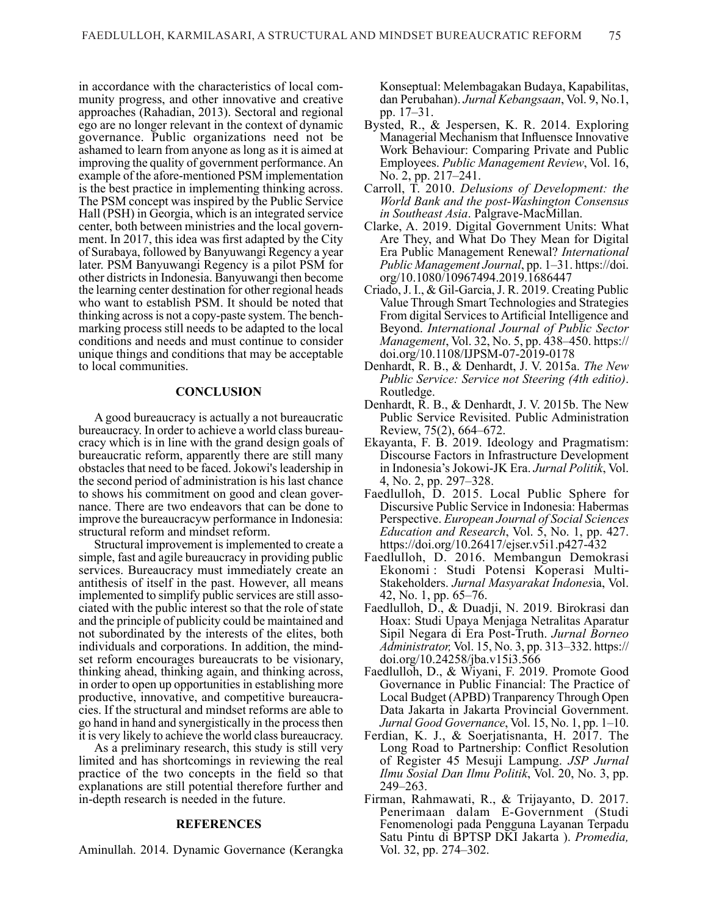in accordance with the characteristics of local community progress, and other innovative and creative approaches (Rahadian, 2013). Sectoral and regional ego are no longer relevant in the context of dynamic governance. Public organizations need not be ashamed to learn from anyone as long as it is aimed at improving the quality of government performance. An example of the afore-mentioned PSM implementation is the best practice in implementing thinking across. The PSM concept was inspired by the Public Service Hall (PSH) in Georgia, which is an integrated service center, both between ministries and the local government. In 2017, this idea was first adapted by the City of Surabaya, followed by Banyuwangi Regency a year later. PSM Banyuwangi Regency is a pilot PSM for other districts in Indonesia. Banyuwangi then become the learning center destination for other regional heads who want to establish PSM. It should be noted that thinking across is not a copy-paste system. The benchmarking process still needs to be adapted to the local conditions and needs and must continue to consider unique things and conditions that may be acceptable to local communities.

## CONCLUSION

A good bureaucracy is actually a not bureaucratic bureaucracy. In order to achieve a world class bureaucracy which is in line with the grand design goals of bureaucratic reform, apparently there are still many obstacles that need to be faced. Jokowi's leadership in the second period of administration is his last chance to shows his commitment on good and clean governance. There are two endeavors that can be done to improve the bureaucracyw performance in Indonesia: structural reform and mindset reform.

Structural improvement is implemented to create a simple, fast and agile bureaucracy in providing public services. Bureaucracy must immediately create an antithesis of itself in the past. However, all means implemented to simplify public services are still associated with the public interest so that the role of state and the principle of publicity could be maintained and not subordinated by the interests of the elites, both individuals and corporations. In addition, the mindset reform encourages bureaucrats to be visionary, thinking ahead, thinking again, and thinking across, in order to open up opportunities in establishing more productive, innovative, and competitive bureaucracies. If the structural and mindset reforms are able to go hand in hand and synergistically in the process then it is very likely to achieve the world class bureaucracy.

As a preliminary research, this study is still very limited and has shortcomings in reviewing the real practice of the two concepts in the field so that explanations are still potential therefore further and in-depth research is needed in the future.

## REFERENCES

Aminullah. 2014. Dynamic Governance (Kerangka Konseptual: Melembagakan Budaya, Kapabilitas, dan Perubahan). *Jurnal Kebangsaan*, Vol. 9, No.1, pp. 17–31.

Bysted, R., & Jespersen, K. R. 2014. Exploring Managerial Mechanism that Influensce Innovative Work Behaviour: Comparing Private and Public Employees. *Public Management Review*, Vol. 16, No. 2, pp. 217–241.

Carroll, T. 2010. *Delusions of Development: the World Bank and the post-Washington Consensus in Southeast Asia*. Palgrave-MacMillan.

Clarke, A. 2019. Digital Government Units: What Are They, and What Do They Mean for Digital Era Public Management Renewal? *International Public Management Journal*, pp. 1–31. https://doi.org/10.1080/10967494.2019.1686447

Criado, J. I., & Gil-Garcia, J. R. 2019. Creating Public Value Through Smart Technologies and Strategies From digital Services to Artificial Intelligence and Beyond. *International Journal of Public Sector Management*, Vol. 32, No. 5, pp. 438–450. https://doi.org/10.1108/IJPSM-07-2019-0178

Denhardt, R. B., & Denhardt, J. V. 2015a. *The New Public Service: Service not Steering (4th editio)*. Routledge.

Denhardt, R. B., & Denhardt, J. V. 2015b. The New Public Service Revisited. Public Administration Review, 75(2), 664–672.

Ekayanta, F. B. 2019. Ideology and Pragmatism: Discourse Factors in Infrastructure Development in Indonesia's Jokowi-JK Era. *Jurnal Politik*, Vol. 4, No. 2, pp. 297–328.

Faedlulloh, D. 2015. Local Public Sphere for Discursive Public Service in Indonesia: Habermas Perspective. *European Journal of Social Sciences Education and Research*, Vol. 5, No. 1, pp. 427. https://doi.org/10.26417/ejser.v5i1.p427-432

Faedlulloh, D. 2016. Membangun Demokrasi Ekonomi : Studi Potensi Koperasi Multi-Stakeholders. *Jurnal Masyarakat Indonesi*a, Vol. 42, No. 1, pp. 65–76.

Faedlulloh, D., & Duadji, N. 2019. Birokrasi dan Hoax: Studi Upaya Menjaga Netralitas Aparatur Sipil Negara di Era Post-Truth. *Jurnal Borneo Administrator,* Vol. 15, No. 3, pp. 313–332. https://doi.org/10.24258/jba.v15i3.566

Faedlulloh, D., & Wiyani, F. 2019. Promote Good Governance in Public Financial: The Practice of Local Budget (APBD) Tranparency Through Open Data Jakarta in Jakarta Provincial Government. *Jurnal Good Governance*, Vol. 15, No. 1, pp. 1–10.

Ferdian, K. J., & Soerjatisnanta, H. 2017. The Long Road to Partnership: Conflict Resolution of Register 45 Mesuji Lampung. *JSP Jurnal Ilmu Sosial Dan Ilmu Politik*, Vol. 20, No. 3, pp. 249–263.

Firman, Rahmawati, R., & Trijayanto, D. 2017. Penerimaan dalam E-Government (Studi Fenomenologi pada Pengguna Layanan Terpadu Satu Pintu di BPTSP DKI Jakarta ). *Promedia,* Vol. 32, pp. 274–302.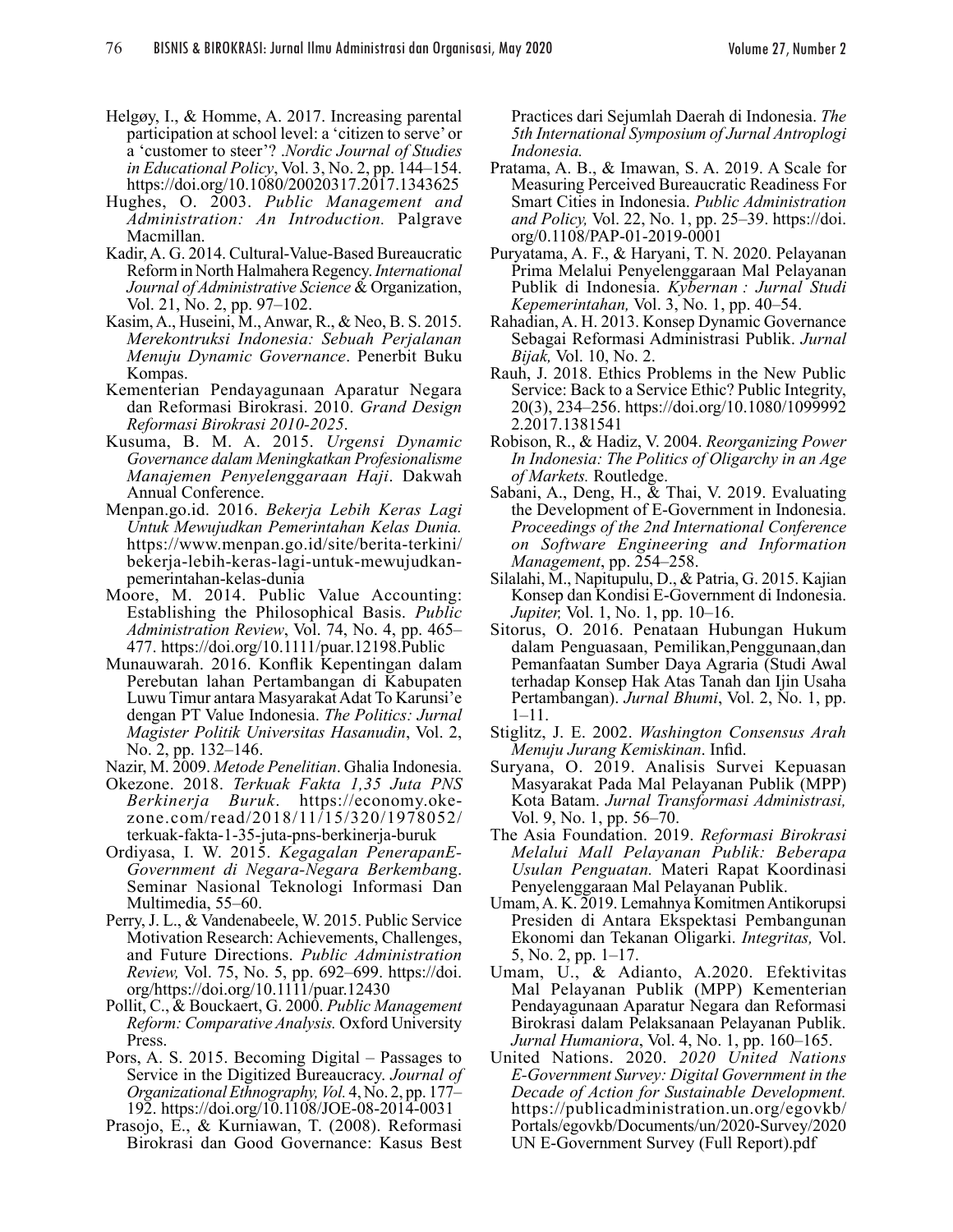Helgøy, I., & Homme, A. 2017. Increasing parental participation at school level: a 'citizen to serve' or a 'customer to steer'? .*Nordic Journal of Studies in Educational Policy*, Vol. 3, No. 2, pp. 144–154. https://doi.org/10.1080/20020317.2017.1343625

Hughes, O. 2003. *Public Management and Administration: An Introduction.* Palgrave Macmillan.

Kadir, A. G. 2014. Cultural-Value-Based Bureaucratic Reform in North Halmahera Regency. *International Journal of Administrative Science* & Organization, Vol. 21, No. 2, pp. 97–102.

Kasim, A., Huseini, M., Anwar, R., & Neo, B. S. 2015. *Merekontruksi Indonesia: Sebuah Perjalanan Menuju Dynamic Governance*. Penerbit Buku Kompas.

Kementerian Pendayagunaan Aparatur Negara dan Reformasi Birokrasi. 2010. *Grand Design Reformasi Birokrasi 2010-2025*.

Kusuma, B. M. A. 2015. *Urgensi Dynamic Governance dalam Meningkatkan Profesionalisme Manajemen Penyelenggaraan Haji*. Dakwah Annual Conference.

Menpan.go.id. 2016. *Bekerja Lebih Keras Lagi Untuk Mewujudkan Pemerintahan Kelas Dunia.* https://www.menpan.go.id/site/berita-terkini/bekerja-lebih-keras-lagi-untuk-mewujudkan-pemerintahan-kelas-dunia

Moore, M. 2014. Public Value Accounting: Establishing the Philosophical Basis. *Public Administration Review*, Vol. 74, No. 4, pp. 465–477. https://doi.org/10.1111/puar.12198.Public

Munauwarah. 2016. Konflik Kepentingan dalam Perebutan lahan Pertambangan di Kabupaten Luwu Timur antara Masyarakat Adat To Karunsi'e dengan PT Value Indonesia. *The Politics: Jurnal Magister Politik Universitas Hasanudin*, Vol. 2, No. 2, pp. 132–146.

Nazir, M. 2009. *Metode Penelitian*. Ghalia Indonesia.

Okezone. 2018. *Terkuak Fakta 1,35 Juta PNS Berkinerja Buruk*. https://economy.okezone.com/read/2018/11/15/320/1978052/terkuak-fakta-1-35-juta-pns-berkinerja-buruk

Ordiyasa, I. W. 2015. *Kegagalan PenerapanE-Government di Negara-Negara Berkembang*. Seminar Nasional Teknologi Informasi Dan Multimedia, 55–60.

Perry, J. L., & Vandenabeele, W. 2015. Public Service Motivation Research: Achievements, Challenges, and Future Directions. *Public Administration Review,* Vol. 75, No. 5, pp. 692–699. https://doi.org/https://doi.org/10.1111/puar.12430

Pollit, C., & Bouckaert, G. 2000. *Public Management Reform: Comparative Analysis.* Oxford University Press.

Pors, A. S. 2015. Becoming Digital – Passages to Service in the Digitized Bureaucracy. *Journal of Organizational Ethnography, Vol.* 4, No. 2, pp. 177–192. https://doi.org/10.1108/JOE-08-2014-0031

Prasojo, E., & Kurniawan, T. (2008). Reformasi Birokrasi dan Good Governance: Kasus Best Practices dari Sejumlah Daerah di Indonesia. *The 5th International Symposium of Jurnal Antroplogi Indonesia.*

Pratama, A. B., & Imawan, S. A. 2019. A Scale for Measuring Perceived Bureaucratic Readiness For Smart Cities in Indonesia. *Public Administration and Policy,* Vol. 22, No. 1, pp. 25–39. https://doi.org/0.1108/PAP-01-2019-0001

Puryatama, A. F., & Haryani, T. N. 2020. Pelayanan Prima Melalui Penyelenggaraan Mal Pelayanan Publik di Indonesia. *Kybernan : Jurnal Studi Kepemerintahan,* Vol. 3, No. 1, pp. 40–54.

Rahadian, A. H. 2013. Konsep Dynamic Governance Sebagai Reformasi Administrasi Publik. *Jurnal Bijak,* Vol. 10, No. 2.

Rauh, J. 2018. Ethics Problems in the New Public Service: Back to a Service Ethic? Public Integrity, 20(3), 234–256. https://doi.org/10.1080/10999922.2017.1381541

Robison, R., & Hadiz, V. 2004. *Reorganizing Power In Indonesia: The Politics of Oligarchy in an Age of Markets.* Routledge.

Sabani, A., Deng, H., & Thai, V. 2019. Evaluating the Development of E-Government in Indonesia. *Proceedings of the 2nd International Conference on Software Engineering and Information Management*, pp. 254–258.

Silalahi, M., Napitupulu, D., & Patria, G. 2015. Kajian Konsep dan Kondisi E-Government di Indonesia. *Jupiter,* Vol. 1, No. 1, pp. 10–16.

Sitorus, O. 2016. Penataan Hubungan Hukum dalam Penguasaan, Pemilikan,Penggunaan,dan Pemanfaatan Sumber Daya Agraria (Studi Awal terhadap Konsep Hak Atas Tanah dan Ijin Usaha Pertambangan). *Jurnal Bhumi*, Vol. 2, No. 1, pp. 1–11.

Stiglitz, J. E. 2002. *Washington Consensus Arah Menuju Jurang Kemiskinan*. Infid.

Suryana, O. 2019. Analisis Survei Kepuasan Masyarakat Pada Mal Pelayanan Publik (MPP) Kota Batam. *Jurnal Transformasi Administrasi,* Vol. 9, No. 1, pp. 56–70.

The Asia Foundation. 2019. *Reformasi Birokrasi Melalui Mall Pelayanan Publik: Beberapa Usulan Penguatan.* Materi Rapat Koordinasi Penyelenggaraan Mal Pelayanan Publik.

Umam, A. K. 2019. Lemahnya Komitmen Antikorupsi Presiden di Antara Ekspektasi Pembangunan Ekonomi dan Tekanan Oligarki. *Integritas,* Vol. 5, No. 2, pp. 1–17.

Umam, U., & Adianto, A.2020. Efektivitas Mal Pelayanan Publik (MPP) Kementerian Pendayagunaan Aparatur Negara dan Reformasi Birokrasi dalam Pelaksanaan Pelayanan Publik. *Jurnal Humaniora*, Vol. 4, No. 1, pp. 160–165.

United Nations. 2020. *2020 United Nations E-Government Survey: Digital Government in the Decade of Action for Sustainable Development.* https://publicadministration.un.org/egovkb/Portals/egovkb/Documents/un/2020-Survey/2020 UN E-Government Survey (Full Report).pdf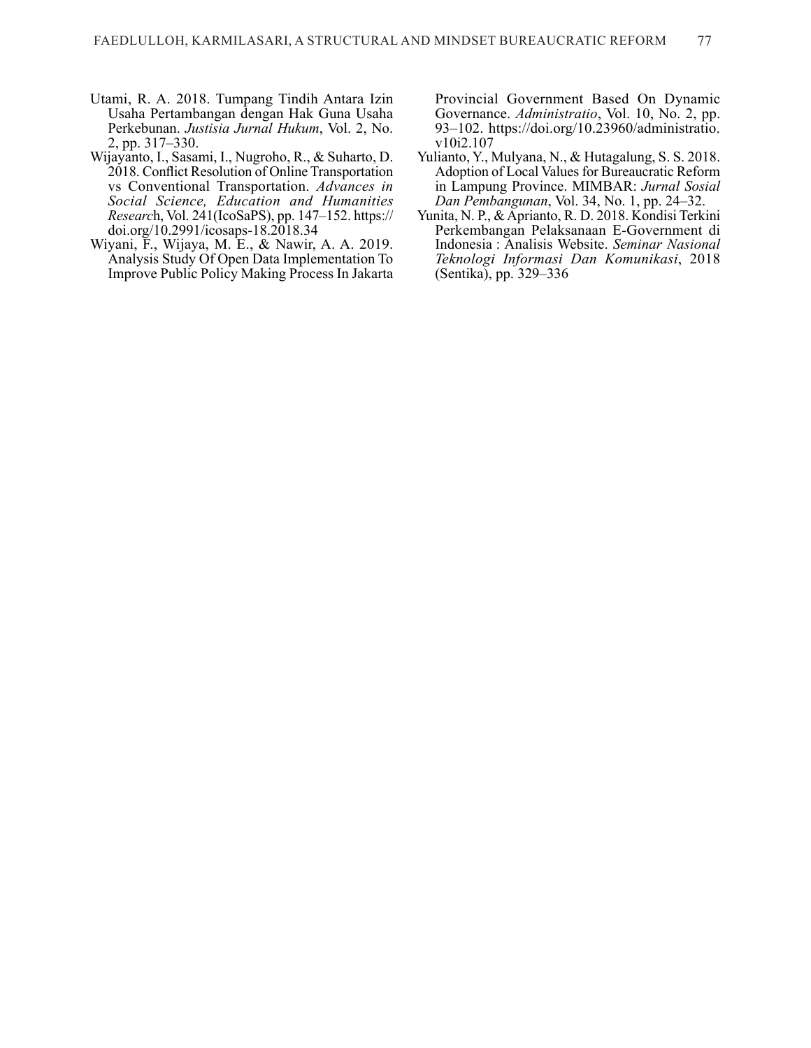Utami, R. A. 2018. Tumpang Tindih Antara Izin Usaha Pertambangan dengan Hak Guna Usaha Perkebunan. *Justisia Jurnal Hukum*, Vol. 2, No. 2, pp. 317–330.

Wijayanto, I., Sasami, I., Nugroho, R., & Suharto, D. 2018. Conflict Resolution of Online Transportation vs Conventional Transportation. *Advances in Social Science, Education and Humanities Researc*h, Vol. 241(IcoSaPS), pp. 147–152. https://doi.org/10.2991/icosaps-18.2018.34

Wiyani, F., Wijaya, M. E., & Nawir, A. A. 2019. Analysis Study Of Open Data Implementation To Improve Public Policy Making Process In Jakarta Provincial Government Based On Dynamic Governance. *Administratio*, Vol. 10, No. 2, pp. 93–102. https://doi.org/10.23960/administratio.v10i2.107

Yulianto, Y., Mulyana, N., & Hutagalung, S. S. 2018. Adoption of Local Values for Bureaucratic Reform in Lampung Province. MIMBAR: *Jurnal Sosial Dan Pembangunan*, Vol. 34, No. 1, pp. 24–32.

Yunita, N. P., & Aprianto, R. D. 2018. Kondisi Terkini Perkembangan Pelaksanaan E-Government di Indonesia : Analisis Website. *Seminar Nasional Teknologi Informasi Dan Komunikasi*, 2018 (Sentika), pp. 329–336